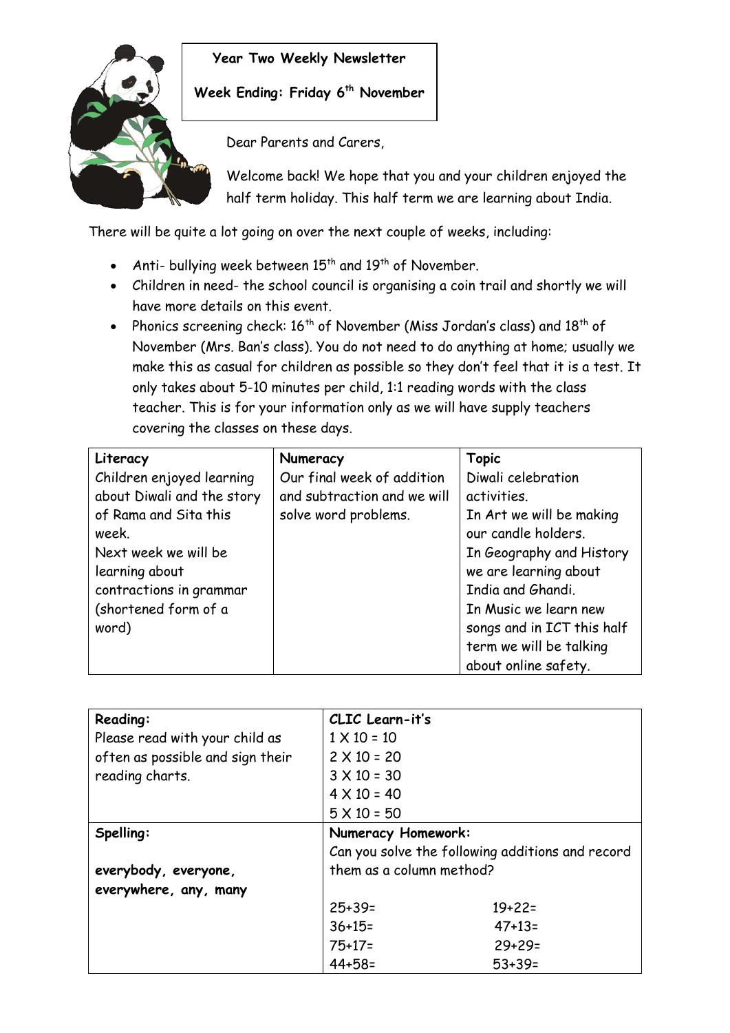# Year Two Weekly Newsletter

## Week Ending: Friday 6th November

Dear Parents and Carers,

Welcome back! We hope that you and your children enjoyed the half term holiday. This half term we are learning about India.

There will be quite a lot going on over the next couple of weeks, including:

- Anti- bullying week between 15th and 19th of November.
- Children in need- the school council is organising a coin trail and shortly we will have more details on this event.
- Phonics screening check: 16th of November (Miss Jordan's class) and 18th of November (Mrs. Ban's class). You do not need to do anything at home; usually we make this as casual for children as possible so they don't feel that it is a test. It only takes about 5-10 minutes per child, 1:1 reading words with the class teacher. This is for your information only as we will have supply teachers covering the classes on these days.

| Literacy | Numeracy | Topic |
|---|---|---|
| Children enjoyed learning about Diwali and the story of Rama and Sita this week.<br>Next week we will be learning about contractions in grammar (shortened form of a word) | Our final week of addition and subtraction and we will solve word problems. | Diwali celebration activities.<br>In Art we will be making our candle holders.<br>In Geography and History we are learning about India and Ghandi.<br>In Music we learn new songs and in ICT this half term we will be talking about online safety. |

| **Reading:** | **CLIC Learn-it's** | |
|---|---|---|
| Please read with your child as often as possible and sign their reading charts. | 1 X 10 = 10<br>2 X 10 = 20<br>3 X 10 = 30<br>4 X 10 = 40<br>5 X 10 = 50 | |
| **Spelling:** | **Numeracy Homework:**<br>Can you solve the following additions and record them as a column method? | |
| **everybody, everyone, everywhere, any, many** | 25+39=<br>36+15=<br>75+17=<br>44+58= | 19+22=<br>47+13=<br>29+29=<br>53+39= |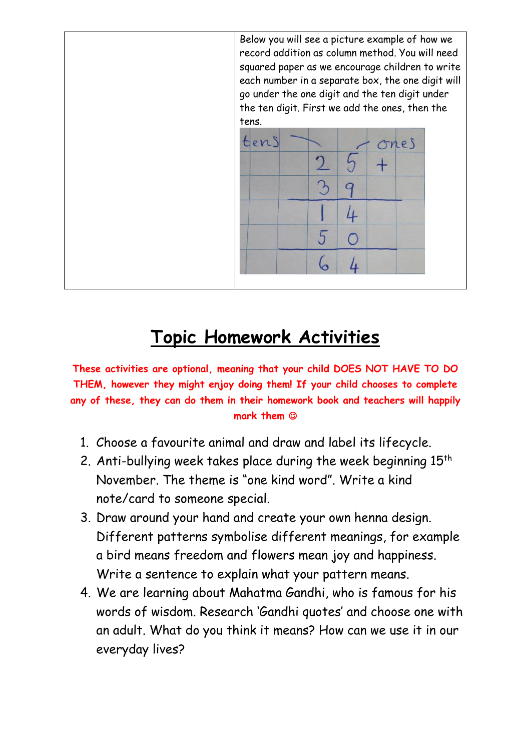| | Below you will see a picture example of how we record addition as column method. You will need squared paper as we encourage children to write each number in a separate box, the one digit will go under the one digit and the ten digit under the ten digit. First we add the ones, then the tens. |
|---|---|

## Topic Homework Activities

**These activities are optional, meaning that your child DOES NOT HAVE TO DO THEM, however they might enjoy doing them! If your child chooses to complete any of these, they can do them in their homework book and teachers will happily mark them ☺**

1. Choose a favourite animal and draw and label its lifecycle.
2. Anti-bullying week takes place during the week beginning 15th November. The theme is "one kind word". Write a kind note/card to someone special.
3. Draw around your hand and create your own henna design. Different patterns symbolise different meanings, for example a bird means freedom and flowers mean joy and happiness. Write a sentence to explain what your pattern means.
4. We are learning about Mahatma Gandhi, who is famous for his words of wisdom. Research 'Gandhi quotes' and choose one with an adult. What do you think it means? How can we use it in our everyday lives?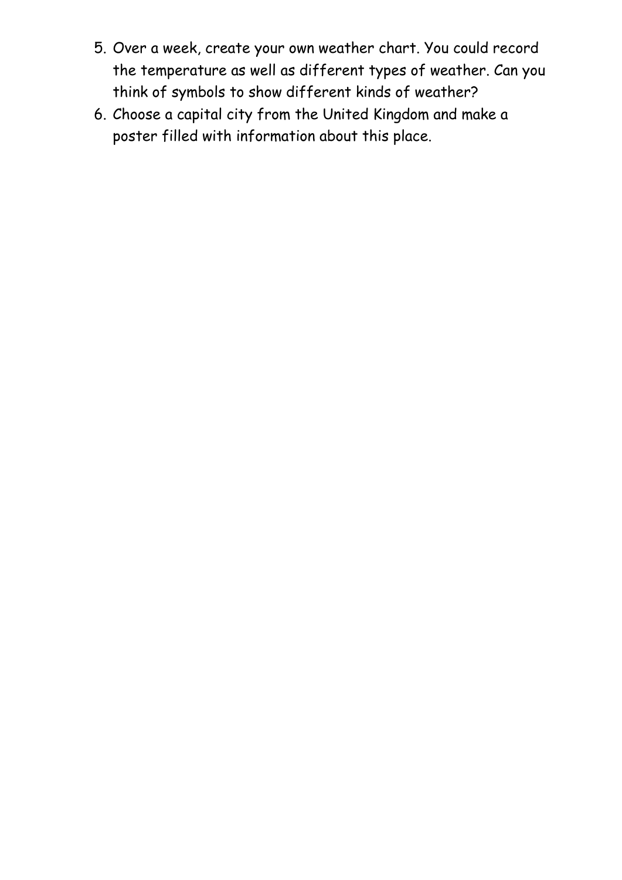5. Over a week, create your own weather chart. You could record the temperature as well as different types of weather. Can you think of symbols to show different kinds of weather?
6. Choose a capital city from the United Kingdom and make a poster filled with information about this place.